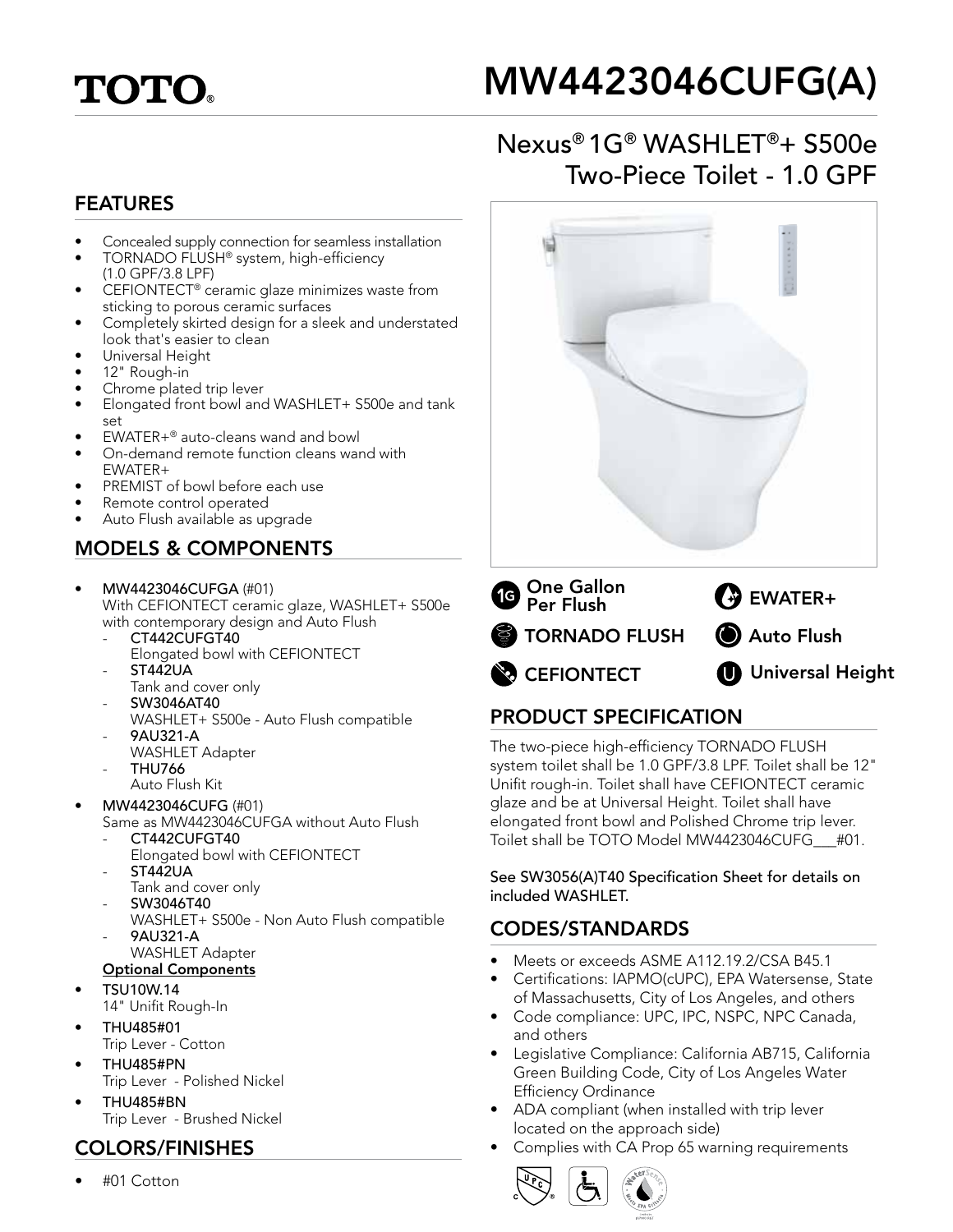# TOTO®

# MW4423046CUFG(A)

## Nexus® 1G® WASHLET®+ S500e Two-Piece Toilet - 1.0 GPF

## FEATURES

- Concealed supply connection for seamless installation
- TORNADO FLUSH® system, high-efficiency (1.0 GPF/3.8 LPF)
- CEFIONTECT® ceramic glaze minimizes waste from sticking to porous ceramic surfaces
- Completely skirted design for a sleek and understated look that's easier to clean
- Universal Height
- 12" Rough-in
- Chrome plated trip lever
- Elongated front bowl and WASHLET+ S500e and tank set
- EWATER+® auto-cleans wand and bowl
- On-demand remote function cleans wand with EWATER+
- PREMIST of bowl before each use
- Remote control operated
- Auto Flush available as upgrade

## MODELS & COMPONENTS

- **MW4423046CUFGA** (#01)
  With CEFIONTECT ceramic glaze, WASHLET+ S500e with contemporary design and Auto Flush
  - **CT442CUFGT40**
    Elongated bowl with CEFIONTECT
  - **ST442UA**
    Tank and cover only
  - **SW3046AT40**
    WASHLET+ S500e - Auto Flush compatible
  - **9AU321-A**
    WASHLET Adapter
  - **THU766**
    Auto Flush Kit
- **MW4423046CUFG** (#01)
  Same as MW4423046CUFGA without Auto Flush
  - **CT442CUFGT40**
    Elongated bowl with CEFIONTECT
  - **ST442UA**
    Tank and cover only
  - **SW3046T40**
    WASHLET+ S500e - Non Auto Flush compatible
  - **9AU321-A**
    WASHLET Adapter

**Optional Components**

- **TSU10W.14**
  14" Unifit Rough-In
- **THU485#01**
  Trip Lever - Cotton
- **THU485#PN**
  Trip Lever - Polished Nickel
- **THU485#BN**
  Trip Lever - Brushed Nickel

## COLORS/FINISHES

- #01 Cotton

One Gallon Per Flush | TORNADO FLUSH | CEFIONTECT | EWATER+ | Auto Flush | Universal Height

## PRODUCT SPECIFICATION

The two-piece high-efficiency TORNADO FLUSH system toilet shall be 1.0 GPF/3.8 LPF. Toilet shall be 12" Unifit rough-in. Toilet shall have CEFIONTECT ceramic glaze and be at Universal Height. Toilet shall have elongated front bowl and Polished Chrome trip lever. Toilet shall be TOTO Model MW4423046CUFG___#01.

See SW3056(A)T40 Specification Sheet for details on included WASHLET.

## CODES/STANDARDS

- Meets or exceeds ASME A112.19.2/CSA B45.1
- Certifications: IAPMO(cUPC), EPA Watersense, State of Massachusetts, City of Los Angeles, and others
- Code compliance: UPC, IPC, NSPC, NPC Canada, and others
- Legislative Compliance: California AB715, California Green Building Code, City of Los Angeles Water Efficiency Ordinance
- ADA compliant (when installed with trip lever located on the approach side)
- Complies with CA Prop 65 warning requirements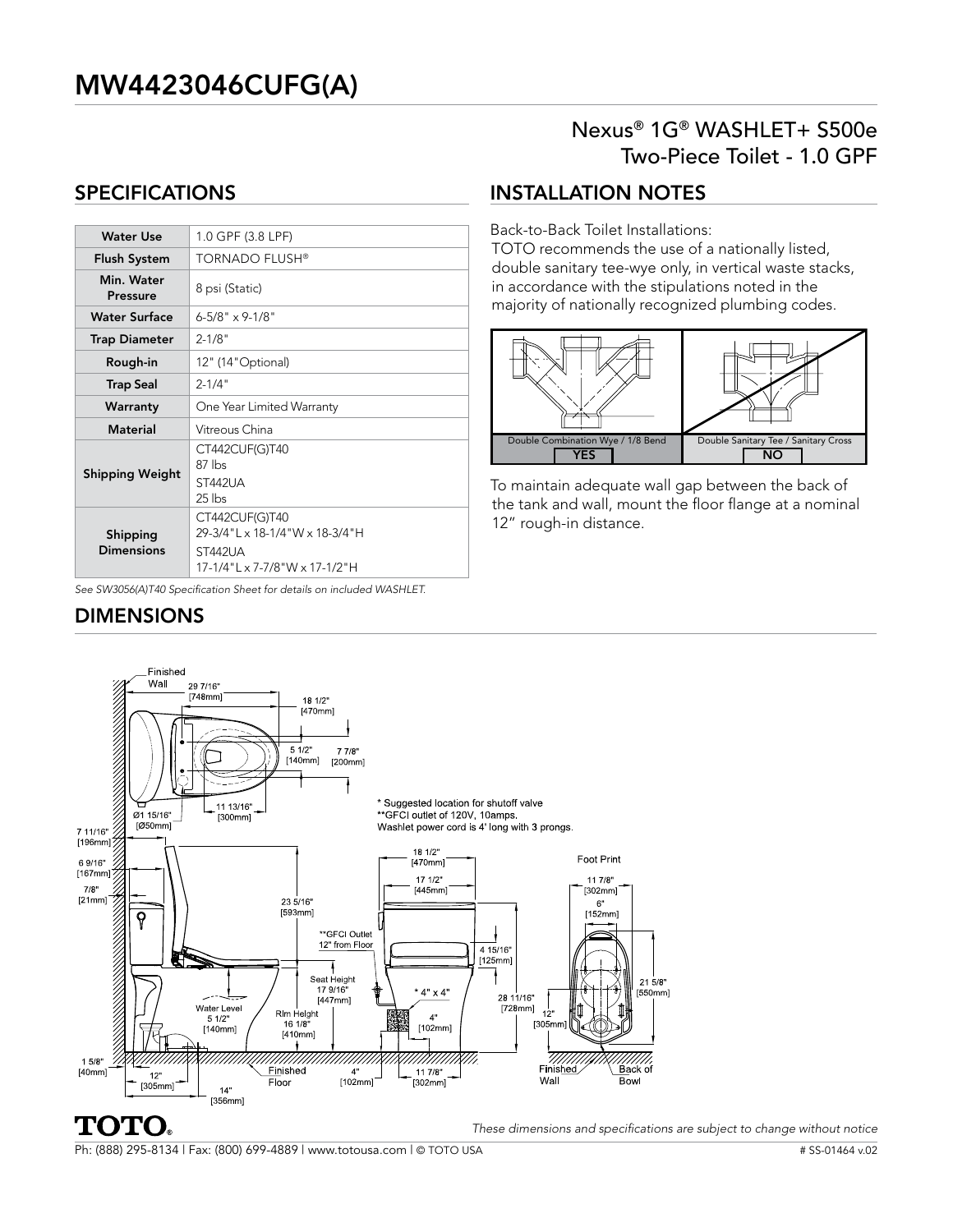# MW4423046CUFG(A)

Nexus® 1G® WASHLET+ S500e
Two-Piece Toilet - 1.0 GPF

## SPECIFICATIONS

| | |
|---|---|
| **Water Use** | 1.0 GPF (3.8 LPF) |
| **Flush System** | TORNADO FLUSH® |
| **Min. Water Pressure** | 8 psi (Static) |
| **Water Surface** | 6-5/8" x 9-1/8" |
| **Trap Diameter** | 2-1/8" |
| **Rough-in** | 12" (14"Optional) |
| **Trap Seal** | 2-1/4" |
| **Warranty** | One Year Limited Warranty |
| **Material** | Vitreous China |
| **Shipping Weight** | CT442CUF(G)T40<br>87 lbs<br>ST442UA<br>25 lbs |
| **Shipping Dimensions** | CT442CUF(G)T40<br>29-3/4"L x 18-1/4"W x 18-3/4"H<br>ST442UA<br>17-1/4"L x 7-7/8"W x 17-1/2"H |

*See SW3056(A)T40 Specification Sheet for details on included WASHLET.*

## INSTALLATION NOTES

Back-to-Back Toilet Installations:
TOTO recommends the use of a nationally listed, double sanitary tee-wye only, in vertical waste stacks, in accordance with the stipulations noted in the majority of nationally recognized plumbing codes.

Double Combination Wye / 1/8 Bend
YES

Double Sanitary Tee / Sanitary Cross
NO

To maintain adequate wall gap between the back of the tank and wall, mount the floor flange at a nominal 12" rough-in distance.

## DIMENSIONS

Finished Wall
29 7/16" [748mm]
18 1/2" [470mm]
5 1/2" [140mm]
7 7/8" [200mm]
11 13/16" [300mm]
Ø1 15/16" [Ø50mm]
7 11/16" [196mm]
6 9/16" [167mm]
7/8" [21mm]
23 5/16" [593mm]
Water Level 5 1/2" [140mm]
Rim Height 16 1/8" [410mm]
Seat Height 17 9/16" [447mm]
1 5/8" [40mm]
12" [305mm]
14" [356mm]
Finished Floor
4" [102mm]

\* Suggested location for shutoff valve
\*\*GFCI outlet of 120V, 10amps.
Washlet power cord is 4' long with 3 prongs.

18 1/2" [470mm]
17 1/2" [445mm]
\*\*GFCI Outlet 12" from Floor
4 15/16" [125mm]
\* 4" x 4"
28 11/16" [728mm]
4" [102mm]
11 7/8" [302mm]

Foot Print
11 7/8" [302mm]
6" [152mm]
21 5/8" [550mm]
12" [305mm]
Finished Wall
Back of Bowl

*These dimensions and specifications are subject to change without notice*

Ph: (888) 295-8134 | Fax: (800) 699-4889 | www.totousa.com | © TOTO USA

# SS-01464 v.02